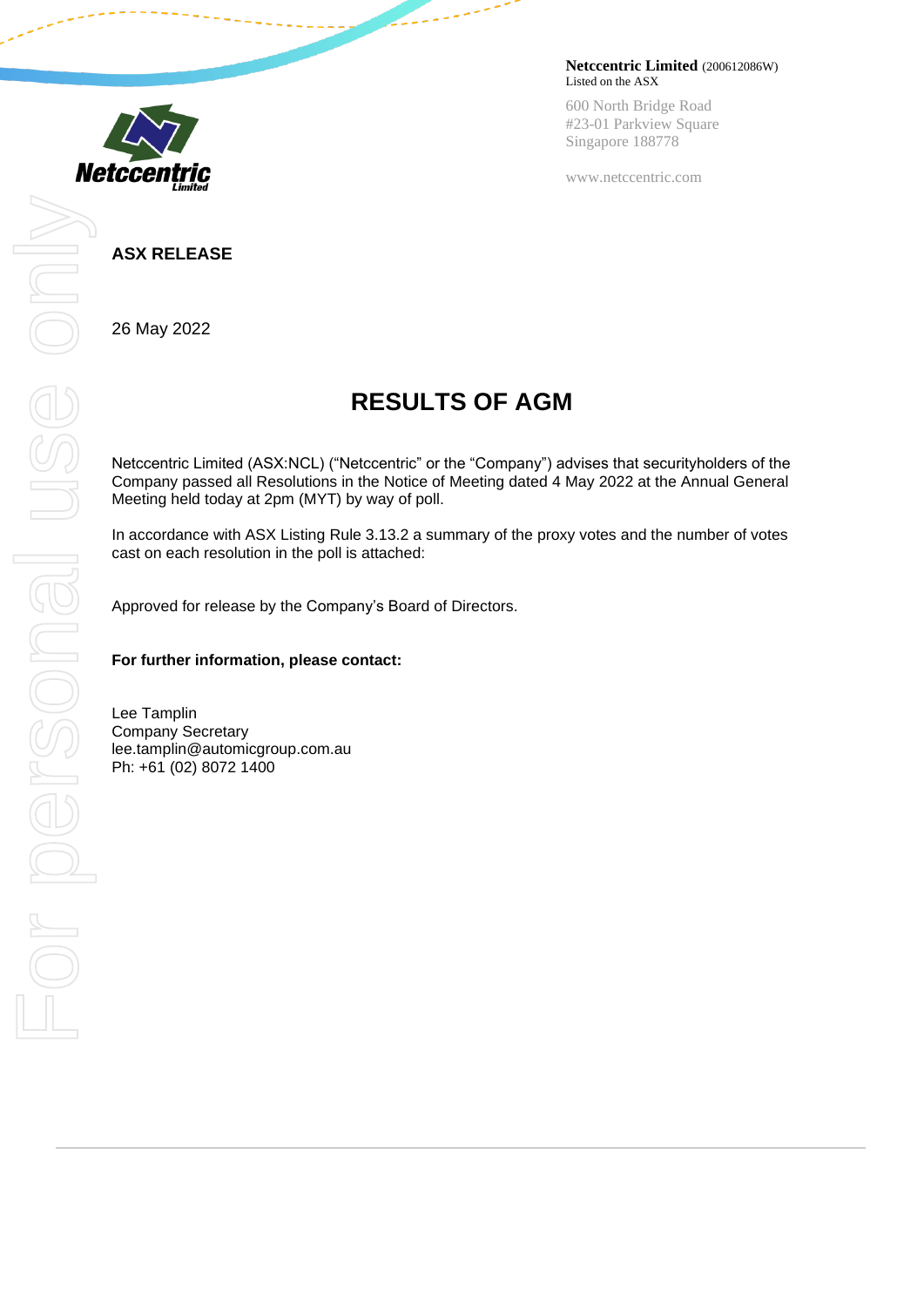**Netccentric Limited** (200612086W)
Listed on the ASX

600 North Bridge Road
#23-01 Parkview Square
Singapore 188778

www.netccentric.com

**ASX RELEASE**

26 May 2022

# RESULTS OF AGM

Netccentric Limited (ASX:NCL) ("Netccentric" or the "Company") advises that securityholders of the Company passed all Resolutions in the Notice of Meeting dated 4 May 2022 at the Annual General Meeting held today at 2pm (MYT) by way of poll.

In accordance with ASX Listing Rule 3.13.2 a summary of the proxy votes and the number of votes cast on each resolution in the poll is attached:

Approved for release by the Company's Board of Directors.

**For further information, please contact:**

Lee Tamplin
Company Secretary
lee.tamplin@automicgroup.com.au
Ph: +61 (02) 8072 1400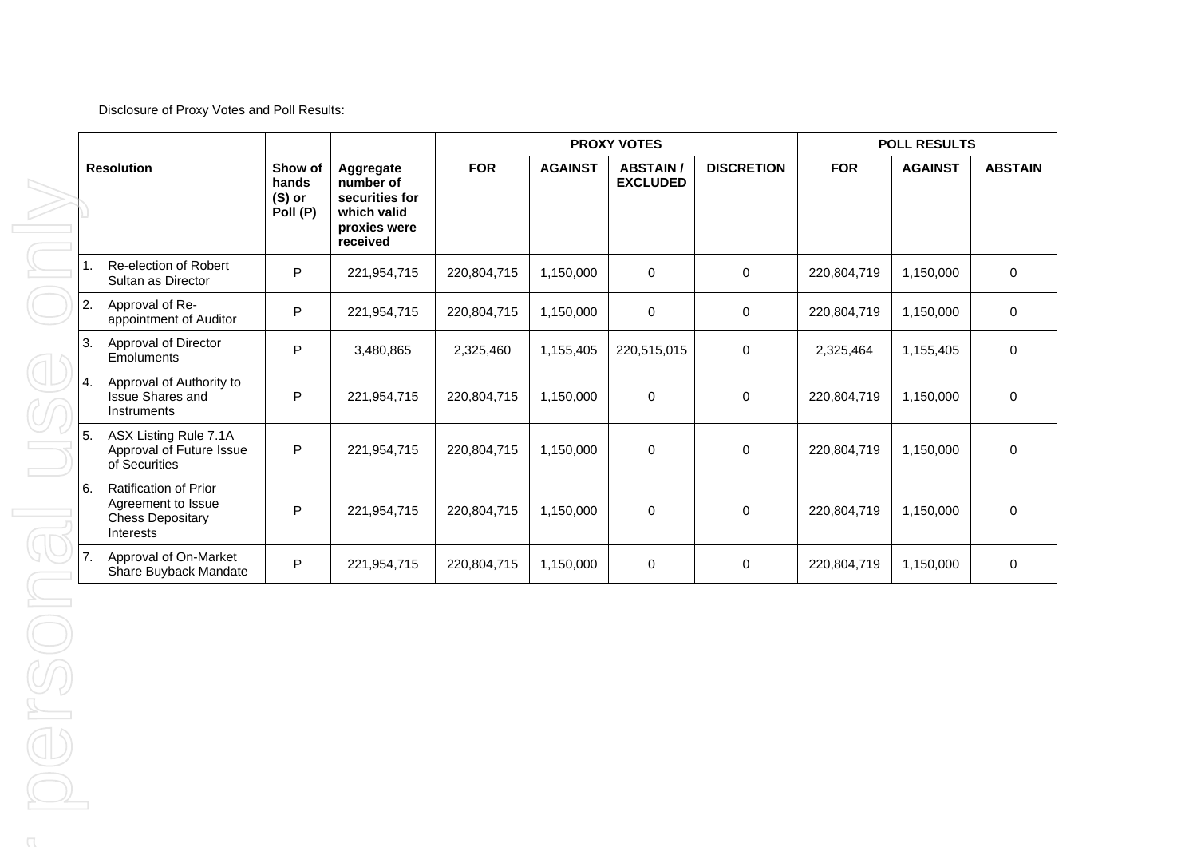Disclosure of Proxy Votes and Poll Results:

| | | | PROXY VOTES | | | | POLL RESULTS | | |
|---|---|---|---|---|---|---|---|---|---|
| **Resolution** | **Show of hands (S) or Poll (P)** | **Aggregate number of securities for which valid proxies were received** | **FOR** | **AGAINST** | **ABSTAIN / EXCLUDED** | **DISCRETION** | **FOR** | **AGAINST** | **ABSTAIN** |
| 1. Re-election of Robert Sultan as Director | P | 221,954,715 | 220,804,715 | 1,150,000 | 0 | 0 | 220,804,719 | 1,150,000 | 0 |
| 2. Approval of Re-appointment of Auditor | P | 221,954,715 | 220,804,715 | 1,150,000 | 0 | 0 | 220,804,719 | 1,150,000 | 0 |
| 3. Approval of Director Emoluments | P | 3,480,865 | 2,325,460 | 1,155,405 | 220,515,015 | 0 | 2,325,464 | 1,155,405 | 0 |
| 4. Approval of Authority to Issue Shares and Instruments | P | 221,954,715 | 220,804,715 | 1,150,000 | 0 | 0 | 220,804,719 | 1,150,000 | 0 |
| 5. ASX Listing Rule 7.1A Approval of Future Issue of Securities | P | 221,954,715 | 220,804,715 | 1,150,000 | 0 | 0 | 220,804,719 | 1,150,000 | 0 |
| 6. Ratification of Prior Agreement to Issue Chess Depositary Interests | P | 221,954,715 | 220,804,715 | 1,150,000 | 0 | 0 | 220,804,719 | 1,150,000 | 0 |
| 7. Approval of On-Market Share Buyback Mandate | P | 221,954,715 | 220,804,715 | 1,150,000 | 0 | 0 | 220,804,719 | 1,150,000 | 0 |